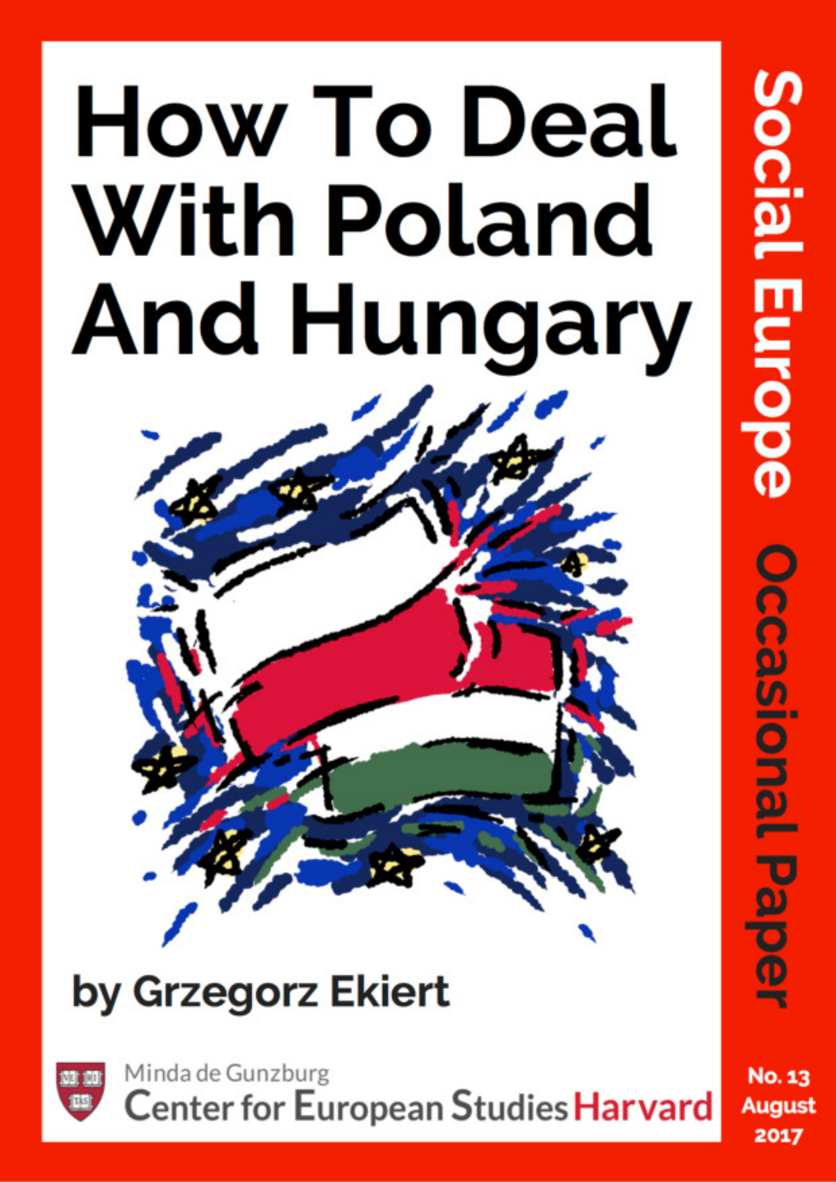# How To Deal With Poland And Hungary

by Grzegorz Ekiert

Minda de Gunzburg Center for European Studies Harvard

Social Europe Occasional Paper

No. 13
August 2017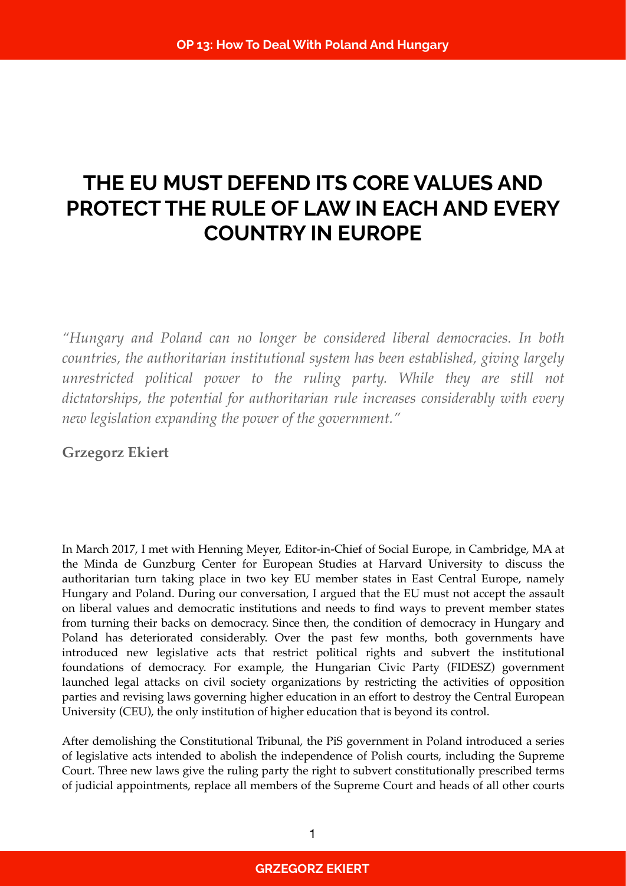# THE EU MUST DEFEND ITS CORE VALUES AND PROTECT THE RULE OF LAW IN EACH AND EVERY COUNTRY IN EUROPE

*"Hungary and Poland can no longer be considered liberal democracies. In both countries, the authoritarian institutional system has been established, giving largely unrestricted political power to the ruling party. While they are still not dictatorships, the potential for authoritarian rule increases considerably with every new legislation expanding the power of the government."*

**Grzegorz Ekiert**

In March 2017, I met with Henning Meyer, Editor-in-Chief of Social Europe, in Cambridge, MA at the Minda de Gunzburg Center for European Studies at Harvard University to discuss the authoritarian turn taking place in two key EU member states in East Central Europe, namely Hungary and Poland. During our conversation, I argued that the EU must not accept the assault on liberal values and democratic institutions and needs to find ways to prevent member states from turning their backs on democracy. Since then, the condition of democracy in Hungary and Poland has deteriorated considerably. Over the past few months, both governments have introduced new legislative acts that restrict political rights and subvert the institutional foundations of democracy. For example, the Hungarian Civic Party (FIDESZ) government launched legal attacks on civil society organizations by restricting the activities of opposition parties and revising laws governing higher education in an effort to destroy the Central European University (CEU), the only institution of higher education that is beyond its control.

After demolishing the Constitutional Tribunal, the PiS government in Poland introduced a series of legislative acts intended to abolish the independence of Polish courts, including the Supreme Court. Three new laws give the ruling party the right to subvert constitutionally prescribed terms of judicial appointments, replace all members of the Supreme Court and heads of all other courts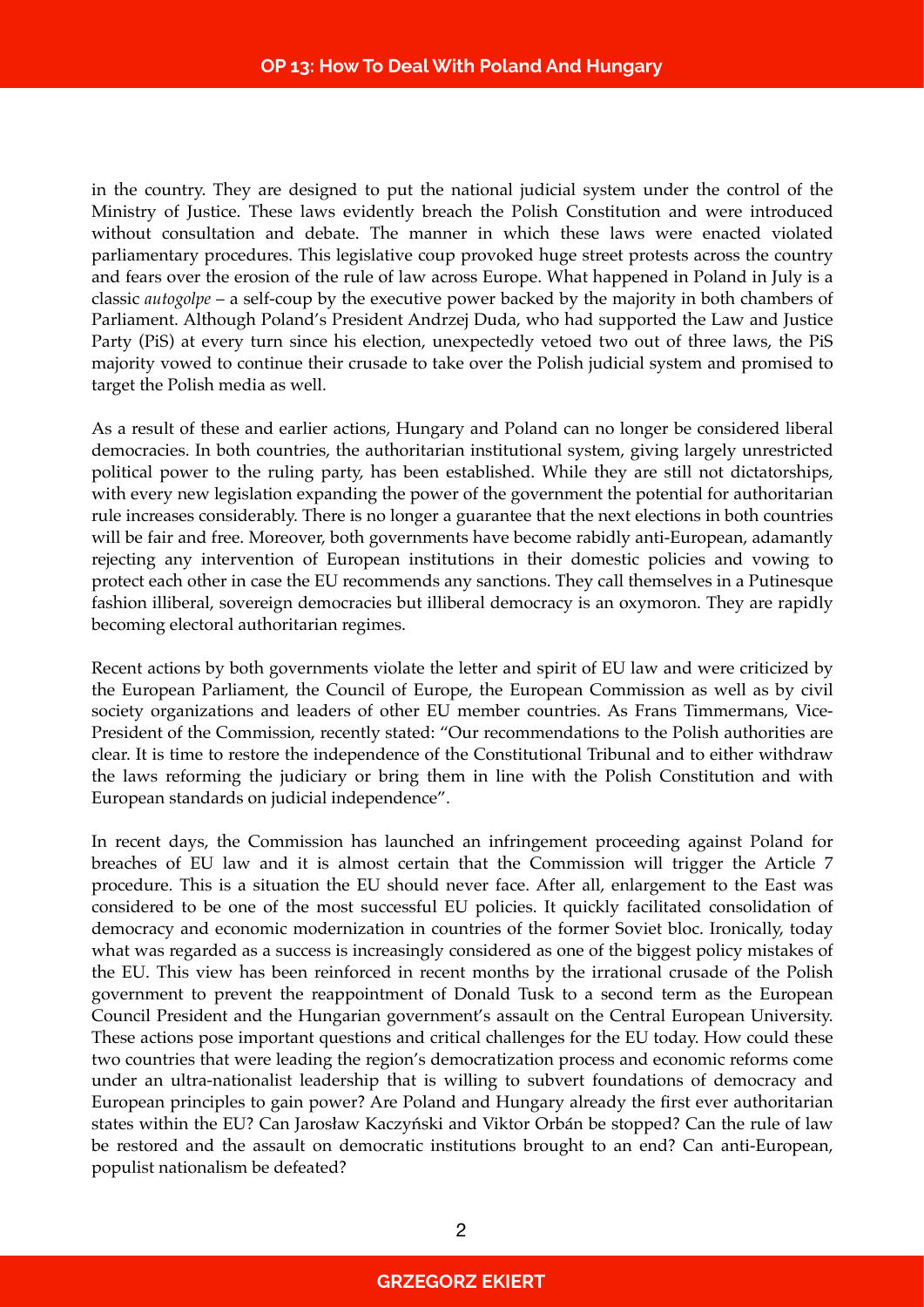in the country. They are designed to put the national judicial system under the control of the Ministry of Justice. These laws evidently breach the Polish Constitution and were introduced without consultation and debate. The manner in which these laws were enacted violated parliamentary procedures. This legislative coup provoked huge street protests across the country and fears over the erosion of the rule of law across Europe. What happened in Poland in July is a classic *autogolpe* – a self-coup by the executive power backed by the majority in both chambers of Parliament. Although Poland's President Andrzej Duda, who had supported the Law and Justice Party (PiS) at every turn since his election, unexpectedly vetoed two out of three laws, the PiS majority vowed to continue their crusade to take over the Polish judicial system and promised to target the Polish media as well.

As a result of these and earlier actions, Hungary and Poland can no longer be considered liberal democracies. In both countries, the authoritarian institutional system, giving largely unrestricted political power to the ruling party, has been established. While they are still not dictatorships, with every new legislation expanding the power of the government the potential for authoritarian rule increases considerably. There is no longer a guarantee that the next elections in both countries will be fair and free. Moreover, both governments have become rabidly anti-European, adamantly rejecting any intervention of European institutions in their domestic policies and vowing to protect each other in case the EU recommends any sanctions. They call themselves in a Putinesque fashion illiberal, sovereign democracies but illiberal democracy is an oxymoron. They are rapidly becoming electoral authoritarian regimes.

Recent actions by both governments violate the letter and spirit of EU law and were criticized by the European Parliament, the Council of Europe, the European Commission as well as by civil society organizations and leaders of other EU member countries. As Frans Timmermans, Vice-President of the Commission, recently stated: "Our recommendations to the Polish authorities are clear. It is time to restore the independence of the Constitutional Tribunal and to either withdraw the laws reforming the judiciary or bring them in line with the Polish Constitution and with European standards on judicial independence".

In recent days, the Commission has launched an infringement proceeding against Poland for breaches of EU law and it is almost certain that the Commission will trigger the Article 7 procedure. This is a situation the EU should never face. After all, enlargement to the East was considered to be one of the most successful EU policies. It quickly facilitated consolidation of democracy and economic modernization in countries of the former Soviet bloc. Ironically, today what was regarded as a success is increasingly considered as one of the biggest policy mistakes of the EU. This view has been reinforced in recent months by the irrational crusade of the Polish government to prevent the reappointment of Donald Tusk to a second term as the European Council President and the Hungarian government's assault on the Central European University. These actions pose important questions and critical challenges for the EU today. How could these two countries that were leading the region's democratization process and economic reforms come under an ultra-nationalist leadership that is willing to subvert foundations of democracy and European principles to gain power? Are Poland and Hungary already the first ever authoritarian states within the EU? Can Jarosław Kaczyński and Viktor Orbán be stopped? Can the rule of law be restored and the assault on democratic institutions brought to an end? Can anti-European, populist nationalism be defeated?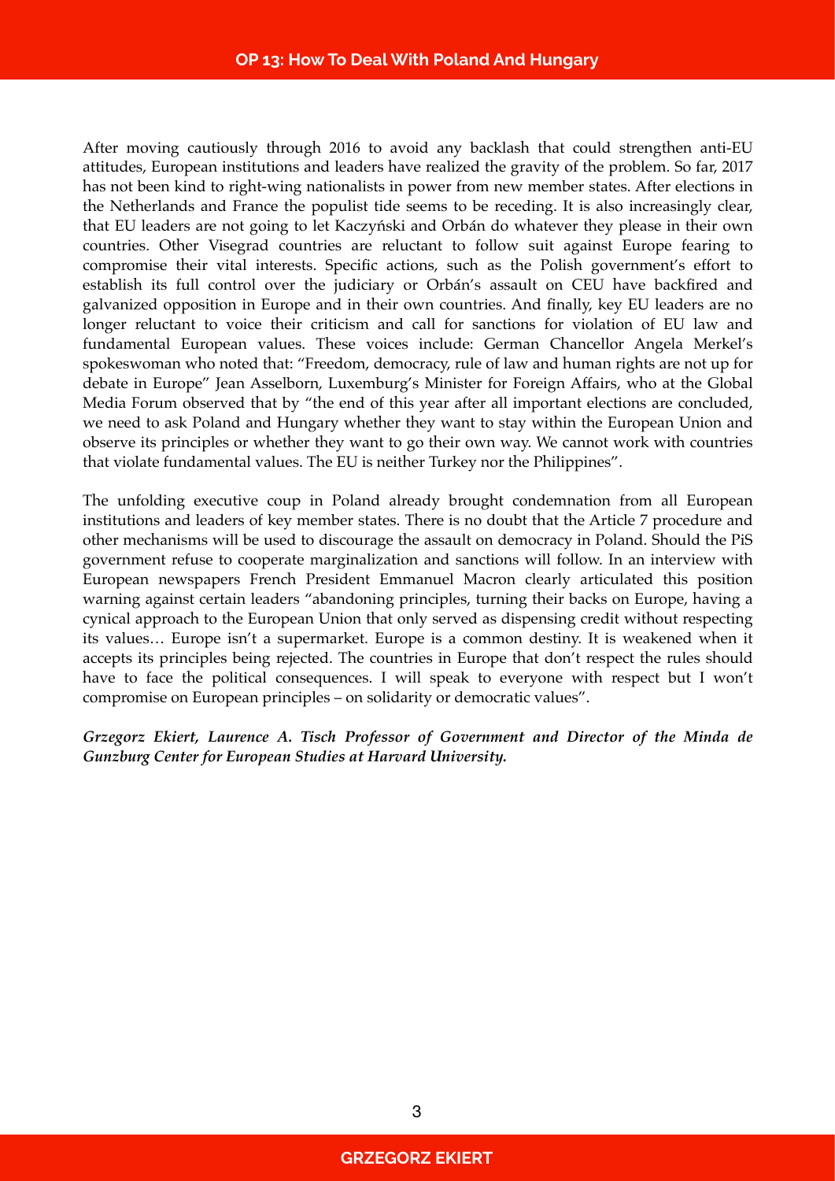After moving cautiously through 2016 to avoid any backlash that could strengthen anti-EU attitudes, European institutions and leaders have realized the gravity of the problem. So far, 2017 has not been kind to right-wing nationalists in power from new member states. After elections in the Netherlands and France the populist tide seems to be receding. It is also increasingly clear, that EU leaders are not going to let Kaczyński and Orbán do whatever they please in their own countries. Other Visegrad countries are reluctant to follow suit against Europe fearing to compromise their vital interests. Specific actions, such as the Polish government's effort to establish its full control over the judiciary or Orbán's assault on CEU have backfired and galvanized opposition in Europe and in their own countries. And finally, key EU leaders are no longer reluctant to voice their criticism and call for sanctions for violation of EU law and fundamental European values. These voices include: German Chancellor Angela Merkel's spokeswoman who noted that: "Freedom, democracy, rule of law and human rights are not up for debate in Europe" Jean Asselborn, Luxemburg's Minister for Foreign Affairs, who at the Global Media Forum observed that by "the end of this year after all important elections are concluded, we need to ask Poland and Hungary whether they want to stay within the European Union and observe its principles or whether they want to go their own way. We cannot work with countries that violate fundamental values. The EU is neither Turkey nor the Philippines".

The unfolding executive coup in Poland already brought condemnation from all European institutions and leaders of key member states. There is no doubt that the Article 7 procedure and other mechanisms will be used to discourage the assault on democracy in Poland. Should the PiS government refuse to cooperate marginalization and sanctions will follow. In an interview with European newspapers French President Emmanuel Macron clearly articulated this position warning against certain leaders "abandoning principles, turning their backs on Europe, having a cynical approach to the European Union that only served as dispensing credit without respecting its values… Europe isn't a supermarket. Europe is a common destiny. It is weakened when it accepts its principles being rejected. The countries in Europe that don't respect the rules should have to face the political consequences. I will speak to everyone with respect but I won't compromise on European principles – on solidarity or democratic values".

***Grzegorz Ekiert, Laurence A. Tisch Professor of Government and Director of the Minda de Gunzburg Center for European Studies at Harvard University.***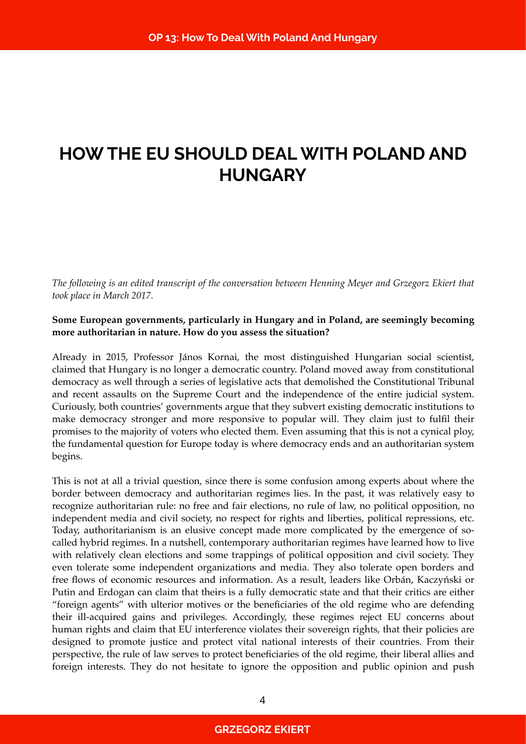# HOW THE EU SHOULD DEAL WITH POLAND AND HUNGARY

*The following is an edited transcript of the conversation between Henning Meyer and Grzegorz Ekiert that took place in March 2017.*

**Some European governments, particularly in Hungary and in Poland, are seemingly becoming more authoritarian in nature. How do you assess the situation?**

Already in 2015, Professor János Kornai, the most distinguished Hungarian social scientist, claimed that Hungary is no longer a democratic country. Poland moved away from constitutional democracy as well through a series of legislative acts that demolished the Constitutional Tribunal and recent assaults on the Supreme Court and the independence of the entire judicial system. Curiously, both countries' governments argue that they subvert existing democratic institutions to make democracy stronger and more responsive to popular will. They claim just to fulfil their promises to the majority of voters who elected them. Even assuming that this is not a cynical ploy, the fundamental question for Europe today is where democracy ends and an authoritarian system begins.

This is not at all a trivial question, since there is some confusion among experts about where the border between democracy and authoritarian regimes lies. In the past, it was relatively easy to recognize authoritarian rule: no free and fair elections, no rule of law, no political opposition, no independent media and civil society, no respect for rights and liberties, political repressions, etc. Today, authoritarianism is an elusive concept made more complicated by the emergence of so-called hybrid regimes. In a nutshell, contemporary authoritarian regimes have learned how to live with relatively clean elections and some trappings of political opposition and civil society. They even tolerate some independent organizations and media. They also tolerate open borders and free flows of economic resources and information. As a result, leaders like Orbán, Kaczyński or Putin and Erdogan can claim that theirs is a fully democratic state and that their critics are either "foreign agents" with ulterior motives or the beneficiaries of the old regime who are defending their ill-acquired gains and privileges. Accordingly, these regimes reject EU concerns about human rights and claim that EU interference violates their sovereign rights, that their policies are designed to promote justice and protect vital national interests of their countries. From their perspective, the rule of law serves to protect beneficiaries of the old regime, their liberal allies and foreign interests. They do not hesitate to ignore the opposition and public opinion and push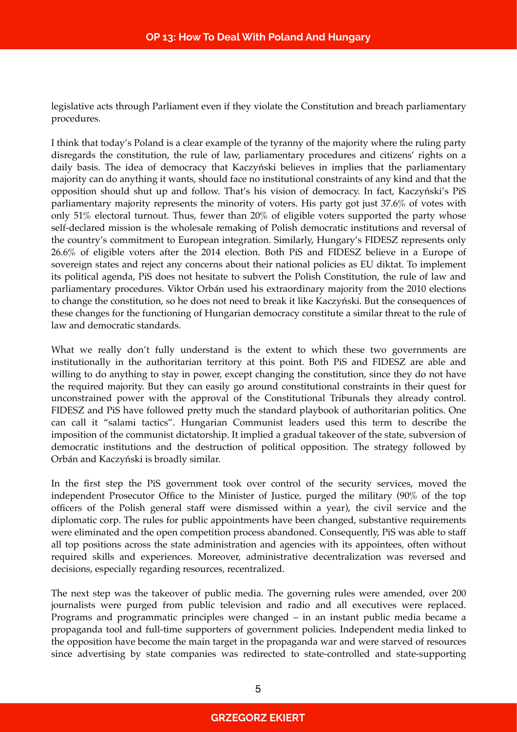legislative acts through Parliament even if they violate the Constitution and breach parliamentary procedures.

I think that today's Poland is a clear example of the tyranny of the majority where the ruling party disregards the constitution, the rule of law, parliamentary procedures and citizens' rights on a daily basis. The idea of democracy that Kaczyński believes in implies that the parliamentary majority can do anything it wants, should face no institutional constraints of any kind and that the opposition should shut up and follow. That's his vision of democracy. In fact, Kaczyński's PiS parliamentary majority represents the minority of voters. His party got just 37.6% of votes with only 51% electoral turnout. Thus, fewer than 20% of eligible voters supported the party whose self-declared mission is the wholesale remaking of Polish democratic institutions and reversal of the country's commitment to European integration. Similarly, Hungary's FIDESZ represents only 26.6% of eligible voters after the 2014 election. Both PiS and FIDESZ believe in a Europe of sovereign states and reject any concerns about their national policies as EU diktat. To implement its political agenda, PiS does not hesitate to subvert the Polish Constitution, the rule of law and parliamentary procedures. Viktor Orbán used his extraordinary majority from the 2010 elections to change the constitution, so he does not need to break it like Kaczyński. But the consequences of these changes for the functioning of Hungarian democracy constitute a similar threat to the rule of law and democratic standards.

What we really don't fully understand is the extent to which these two governments are institutionally in the authoritarian territory at this point. Both PiS and FIDESZ are able and willing to do anything to stay in power, except changing the constitution, since they do not have the required majority. But they can easily go around constitutional constraints in their quest for unconstrained power with the approval of the Constitutional Tribunals they already control. FIDESZ and PiS have followed pretty much the standard playbook of authoritarian politics. One can call it "salami tactics". Hungarian Communist leaders used this term to describe the imposition of the communist dictatorship. It implied a gradual takeover of the state, subversion of democratic institutions and the destruction of political opposition. The strategy followed by Orbán and Kaczyński is broadly similar.

In the first step the PiS government took over control of the security services, moved the independent Prosecutor Office to the Minister of Justice, purged the military (90% of the top officers of the Polish general staff were dismissed within a year), the civil service and the diplomatic corp. The rules for public appointments have been changed, substantive requirements were eliminated and the open competition process abandoned. Consequently, PiS was able to staff all top positions across the state administration and agencies with its appointees, often without required skills and experiences. Moreover, administrative decentralization was reversed and decisions, especially regarding resources, recentralized.

The next step was the takeover of public media. The governing rules were amended, over 200 journalists were purged from public television and radio and all executives were replaced. Programs and programmatic principles were changed – in an instant public media became a propaganda tool and full-time supporters of government policies. Independent media linked to the opposition have become the main target in the propaganda war and were starved of resources since advertising by state companies was redirected to state-controlled and state-supporting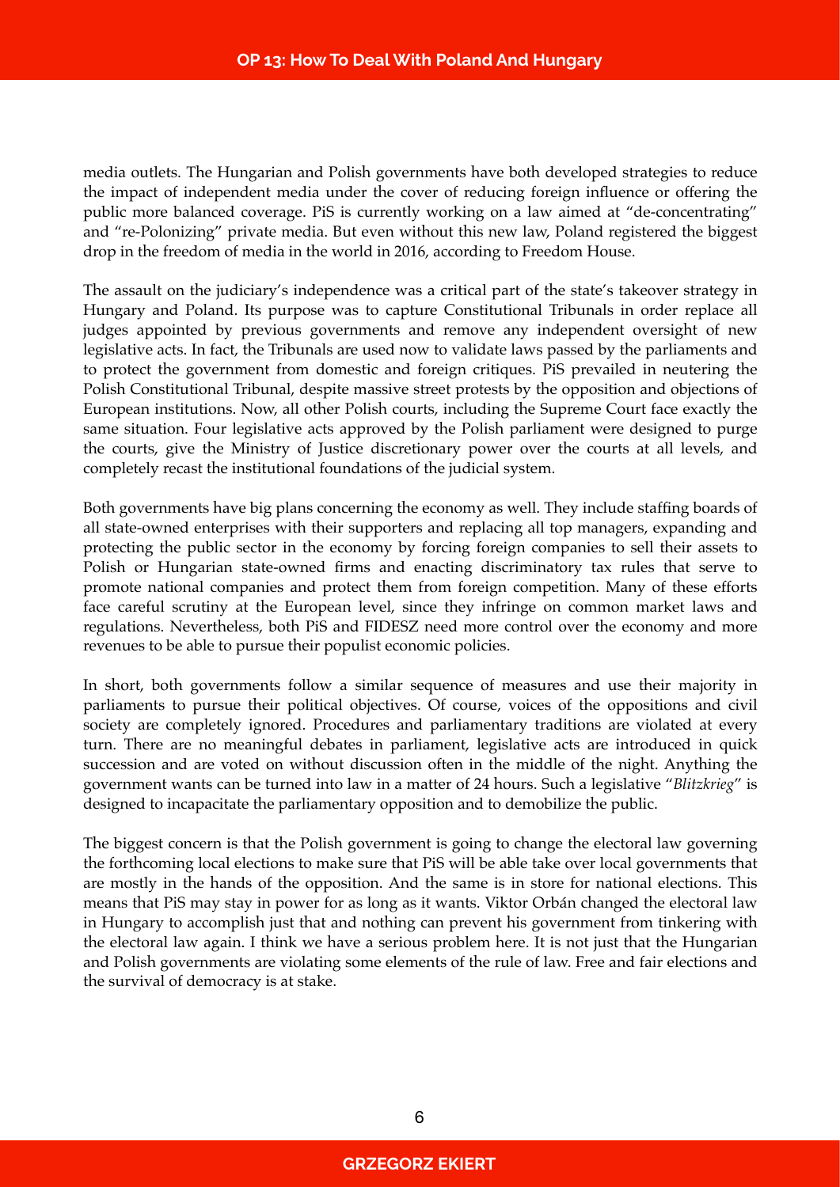media outlets. The Hungarian and Polish governments have both developed strategies to reduce the impact of independent media under the cover of reducing foreign influence or offering the public more balanced coverage. PiS is currently working on a law aimed at "de-concentrating" and "re-Polonizing" private media. But even without this new law, Poland registered the biggest drop in the freedom of media in the world in 2016, according to Freedom House.

The assault on the judiciary's independence was a critical part of the state's takeover strategy in Hungary and Poland. Its purpose was to capture Constitutional Tribunals in order replace all judges appointed by previous governments and remove any independent oversight of new legislative acts. In fact, the Tribunals are used now to validate laws passed by the parliaments and to protect the government from domestic and foreign critiques. PiS prevailed in neutering the Polish Constitutional Tribunal, despite massive street protests by the opposition and objections of European institutions. Now, all other Polish courts, including the Supreme Court face exactly the same situation. Four legislative acts approved by the Polish parliament were designed to purge the courts, give the Ministry of Justice discretionary power over the courts at all levels, and completely recast the institutional foundations of the judicial system.

Both governments have big plans concerning the economy as well. They include staffing boards of all state-owned enterprises with their supporters and replacing all top managers, expanding and protecting the public sector in the economy by forcing foreign companies to sell their assets to Polish or Hungarian state-owned firms and enacting discriminatory tax rules that serve to promote national companies and protect them from foreign competition. Many of these efforts face careful scrutiny at the European level, since they infringe on common market laws and regulations. Nevertheless, both PiS and FIDESZ need more control over the economy and more revenues to be able to pursue their populist economic policies.

In short, both governments follow a similar sequence of measures and use their majority in parliaments to pursue their political objectives. Of course, voices of the oppositions and civil society are completely ignored. Procedures and parliamentary traditions are violated at every turn. There are no meaningful debates in parliament, legislative acts are introduced in quick succession and are voted on without discussion often in the middle of the night. Anything the government wants can be turned into law in a matter of 24 hours. Such a legislative "*Blitzkrieg*" is designed to incapacitate the parliamentary opposition and to demobilize the public.

The biggest concern is that the Polish government is going to change the electoral law governing the forthcoming local elections to make sure that PiS will be able take over local governments that are mostly in the hands of the opposition. And the same is in store for national elections. This means that PiS may stay in power for as long as it wants. Viktor Orbán changed the electoral law in Hungary to accomplish just that and nothing can prevent his government from tinkering with the electoral law again. I think we have a serious problem here. It is not just that the Hungarian and Polish governments are violating some elements of the rule of law. Free and fair elections and the survival of democracy is at stake.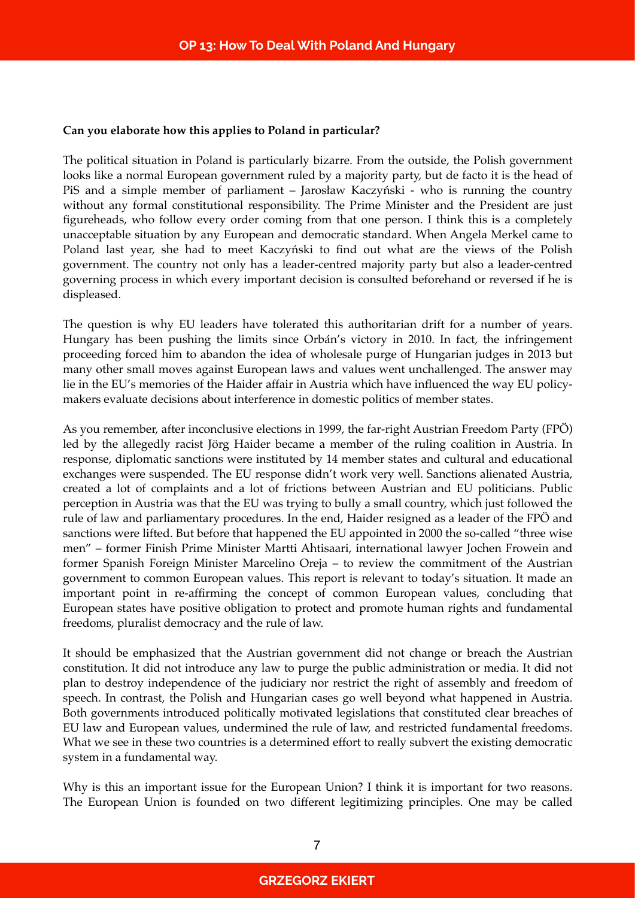**Can you elaborate how this applies to Poland in particular?**

The political situation in Poland is particularly bizarre. From the outside, the Polish government looks like a normal European government ruled by a majority party, but de facto it is the head of PiS and a simple member of parliament – Jarosław Kaczyński - who is running the country without any formal constitutional responsibility. The Prime Minister and the President are just figureheads, who follow every order coming from that one person. I think this is a completely unacceptable situation by any European and democratic standard. When Angela Merkel came to Poland last year, she had to meet Kaczyński to find out what are the views of the Polish government. The country not only has a leader-centred majority party but also a leader-centred governing process in which every important decision is consulted beforehand or reversed if he is displeased.

The question is why EU leaders have tolerated this authoritarian drift for a number of years. Hungary has been pushing the limits since Orbán's victory in 2010. In fact, the infringement proceeding forced him to abandon the idea of wholesale purge of Hungarian judges in 2013 but many other small moves against European laws and values went unchallenged. The answer may lie in the EU's memories of the Haider affair in Austria which have influenced the way EU policy-makers evaluate decisions about interference in domestic politics of member states.

As you remember, after inconclusive elections in 1999, the far-right Austrian Freedom Party (FPÖ) led by the allegedly racist Jörg Haider became a member of the ruling coalition in Austria. In response, diplomatic sanctions were instituted by 14 member states and cultural and educational exchanges were suspended. The EU response didn't work very well. Sanctions alienated Austria, created a lot of complaints and a lot of frictions between Austrian and EU politicians. Public perception in Austria was that the EU was trying to bully a small country, which just followed the rule of law and parliamentary procedures. In the end, Haider resigned as a leader of the FPÖ and sanctions were lifted. But before that happened the EU appointed in 2000 the so-called "three wise men" – former Finish Prime Minister Martti Ahtisaari, international lawyer Jochen Frowein and former Spanish Foreign Minister Marcelino Oreja – to review the commitment of the Austrian government to common European values. This report is relevant to today's situation. It made an important point in re-affirming the concept of common European values, concluding that European states have positive obligation to protect and promote human rights and fundamental freedoms, pluralist democracy and the rule of law.

It should be emphasized that the Austrian government did not change or breach the Austrian constitution. It did not introduce any law to purge the public administration or media. It did not plan to destroy independence of the judiciary nor restrict the right of assembly and freedom of speech. In contrast, the Polish and Hungarian cases go well beyond what happened in Austria. Both governments introduced politically motivated legislations that constituted clear breaches of EU law and European values, undermined the rule of law, and restricted fundamental freedoms. What we see in these two countries is a determined effort to really subvert the existing democratic system in a fundamental way.

Why is this an important issue for the European Union? I think it is important for two reasons. The European Union is founded on two different legitimizing principles. One may be called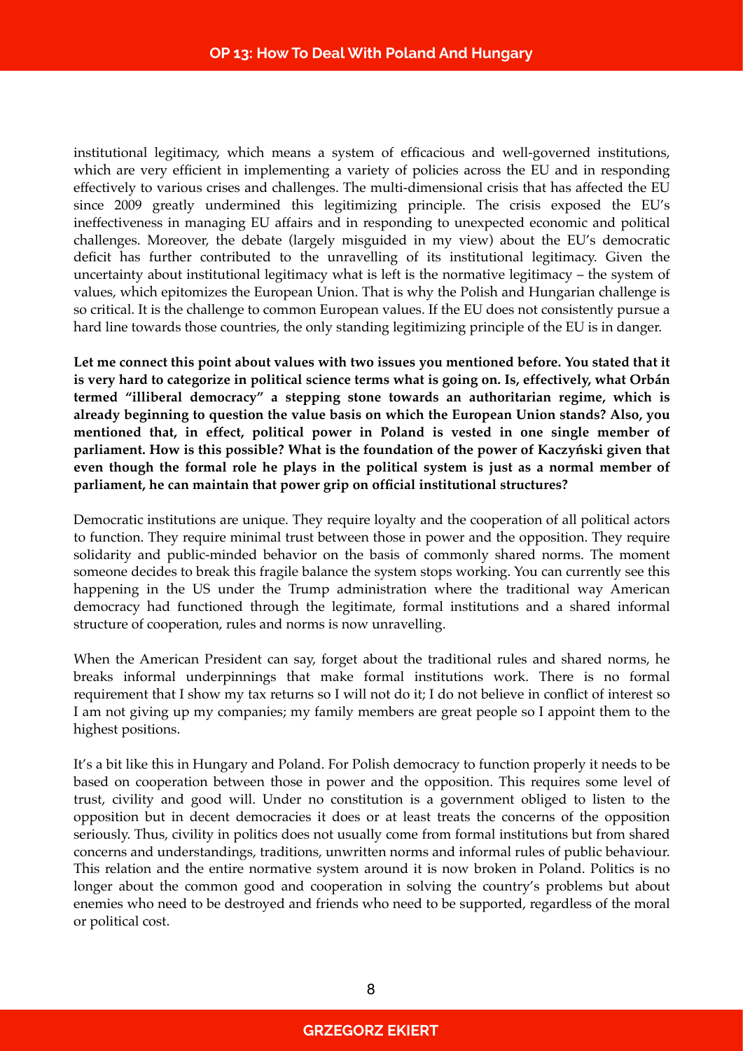institutional legitimacy, which means a system of efficacious and well-governed institutions, which are very efficient in implementing a variety of policies across the EU and in responding effectively to various crises and challenges. The multi-dimensional crisis that has affected the EU since 2009 greatly undermined this legitimizing principle. The crisis exposed the EU's ineffectiveness in managing EU affairs and in responding to unexpected economic and political challenges. Moreover, the debate (largely misguided in my view) about the EU's democratic deficit has further contributed to the unravelling of its institutional legitimacy. Given the uncertainty about institutional legitimacy what is left is the normative legitimacy – the system of values, which epitomizes the European Union. That is why the Polish and Hungarian challenge is so critical. It is the challenge to common European values. If the EU does not consistently pursue a hard line towards those countries, the only standing legitimizing principle of the EU is in danger.

**Let me connect this point about values with two issues you mentioned before. You stated that it is very hard to categorize in political science terms what is going on. Is, effectively, what Orbán termed "illiberal democracy" a stepping stone towards an authoritarian regime, which is already beginning to question the value basis on which the European Union stands? Also, you mentioned that, in effect, political power in Poland is vested in one single member of parliament. How is this possible? What is the foundation of the power of Kaczyński given that even though the formal role he plays in the political system is just as a normal member of parliament, he can maintain that power grip on official institutional structures?**

Democratic institutions are unique. They require loyalty and the cooperation of all political actors to function. They require minimal trust between those in power and the opposition. They require solidarity and public-minded behavior on the basis of commonly shared norms. The moment someone decides to break this fragile balance the system stops working. You can currently see this happening in the US under the Trump administration where the traditional way American democracy had functioned through the legitimate, formal institutions and a shared informal structure of cooperation, rules and norms is now unravelling.

When the American President can say, forget about the traditional rules and shared norms, he breaks informal underpinnings that make formal institutions work. There is no formal requirement that I show my tax returns so I will not do it; I do not believe in conflict of interest so I am not giving up my companies; my family members are great people so I appoint them to the highest positions.

It's a bit like this in Hungary and Poland. For Polish democracy to function properly it needs to be based on cooperation between those in power and the opposition. This requires some level of trust, civility and good will. Under no constitution is a government obliged to listen to the opposition but in decent democracies it does or at least treats the concerns of the opposition seriously. Thus, civility in politics does not usually come from formal institutions but from shared concerns and understandings, traditions, unwritten norms and informal rules of public behaviour. This relation and the entire normative system around it is now broken in Poland. Politics is no longer about the common good and cooperation in solving the country's problems but about enemies who need to be destroyed and friends who need to be supported, regardless of the moral or political cost.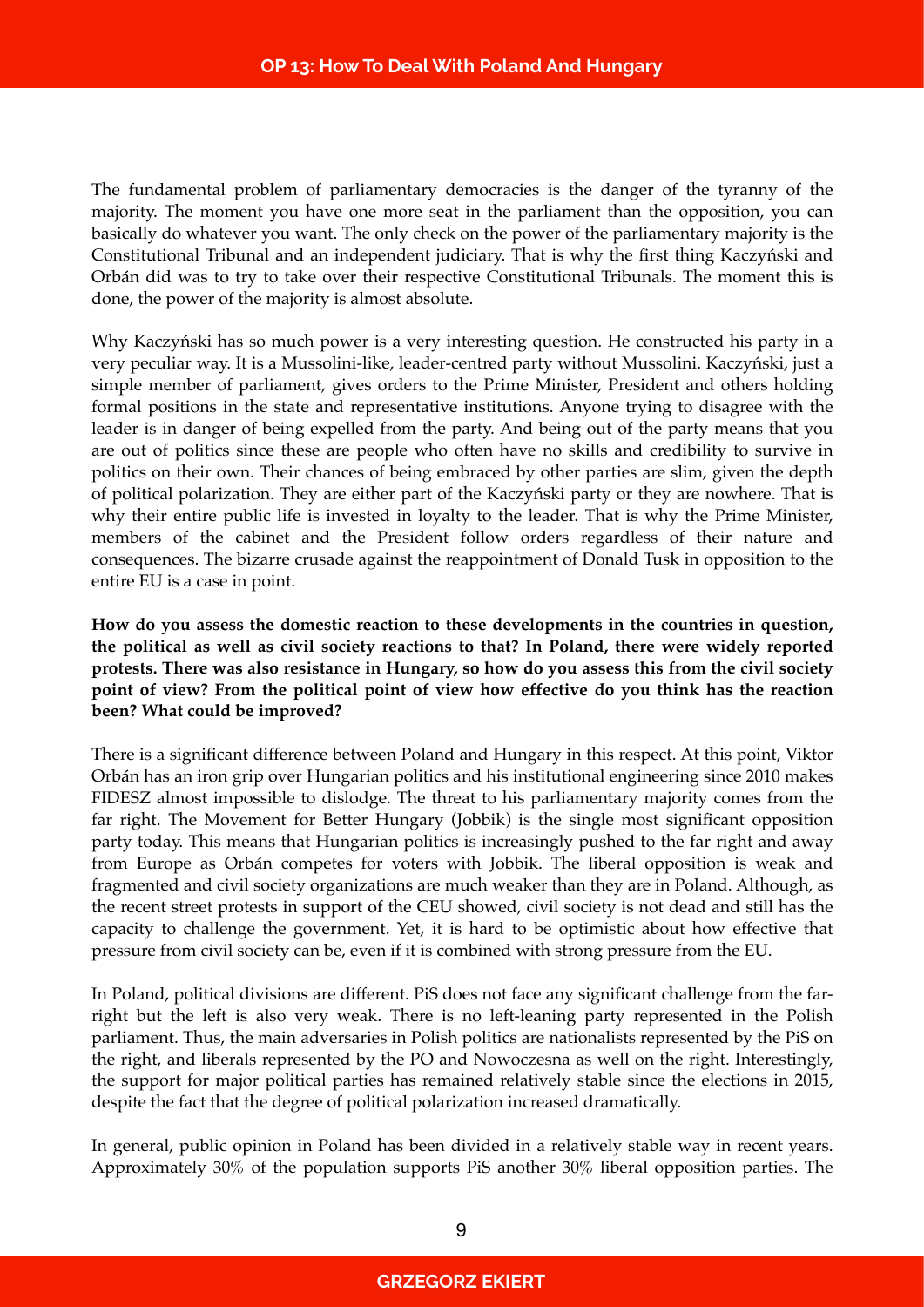The fundamental problem of parliamentary democracies is the danger of the tyranny of the majority. The moment you have one more seat in the parliament than the opposition, you can basically do whatever you want. The only check on the power of the parliamentary majority is the Constitutional Tribunal and an independent judiciary. That is why the first thing Kaczyński and Orbán did was to try to take over their respective Constitutional Tribunals. The moment this is done, the power of the majority is almost absolute.

Why Kaczyński has so much power is a very interesting question. He constructed his party in a very peculiar way. It is a Mussolini-like, leader-centred party without Mussolini. Kaczyński, just a simple member of parliament, gives orders to the Prime Minister, President and others holding formal positions in the state and representative institutions. Anyone trying to disagree with the leader is in danger of being expelled from the party. And being out of the party means that you are out of politics since these are people who often have no skills and credibility to survive in politics on their own. Their chances of being embraced by other parties are slim, given the depth of political polarization. They are either part of the Kaczyński party or they are nowhere. That is why their entire public life is invested in loyalty to the leader. That is why the Prime Minister, members of the cabinet and the President follow orders regardless of their nature and consequences. The bizarre crusade against the reappointment of Donald Tusk in opposition to the entire EU is a case in point.

**How do you assess the domestic reaction to these developments in the countries in question, the political as well as civil society reactions to that? In Poland, there were widely reported protests. There was also resistance in Hungary, so how do you assess this from the civil society point of view? From the political point of view how effective do you think has the reaction been? What could be improved?**

There is a significant difference between Poland and Hungary in this respect. At this point, Viktor Orbán has an iron grip over Hungarian politics and his institutional engineering since 2010 makes FIDESZ almost impossible to dislodge. The threat to his parliamentary majority comes from the far right. The Movement for Better Hungary (Jobbik) is the single most significant opposition party today. This means that Hungarian politics is increasingly pushed to the far right and away from Europe as Orbán competes for voters with Jobbik. The liberal opposition is weak and fragmented and civil society organizations are much weaker than they are in Poland. Although, as the recent street protests in support of the CEU showed, civil society is not dead and still has the capacity to challenge the government. Yet, it is hard to be optimistic about how effective that pressure from civil society can be, even if it is combined with strong pressure from the EU.

In Poland, political divisions are different. PiS does not face any significant challenge from the far-right but the left is also very weak. There is no left-leaning party represented in the Polish parliament. Thus, the main adversaries in Polish politics are nationalists represented by the PiS on the right, and liberals represented by the PO and Nowoczesna as well on the right. Interestingly, the support for major political parties has remained relatively stable since the elections in 2015, despite the fact that the degree of political polarization increased dramatically.

In general, public opinion in Poland has been divided in a relatively stable way in recent years. Approximately 30% of the population supports PiS another 30% liberal opposition parties. The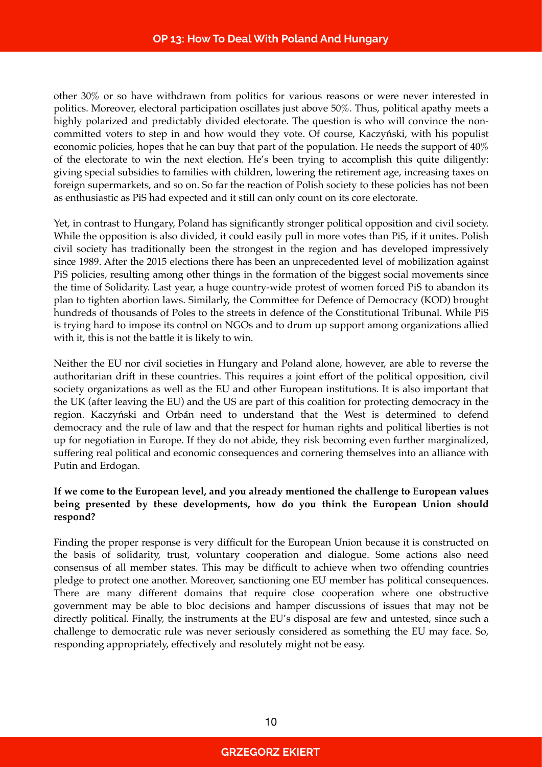other 30% or so have withdrawn from politics for various reasons or were never interested in politics. Moreover, electoral participation oscillates just above 50%. Thus, political apathy meets a highly polarized and predictably divided electorate. The question is who will convince the non-committed voters to step in and how would they vote. Of course, Kaczyński, with his populist economic policies, hopes that he can buy that part of the population. He needs the support of 40% of the electorate to win the next election. He's been trying to accomplish this quite diligently: giving special subsidies to families with children, lowering the retirement age, increasing taxes on foreign supermarkets, and so on. So far the reaction of Polish society to these policies has not been as enthusiastic as PiS had expected and it still can only count on its core electorate.

Yet, in contrast to Hungary, Poland has significantly stronger political opposition and civil society. While the opposition is also divided, it could easily pull in more votes than PiS, if it unites. Polish civil society has traditionally been the strongest in the region and has developed impressively since 1989. After the 2015 elections there has been an unprecedented level of mobilization against PiS policies, resulting among other things in the formation of the biggest social movements since the time of Solidarity. Last year, a huge country-wide protest of women forced PiS to abandon its plan to tighten abortion laws. Similarly, the Committee for Defence of Democracy (KOD) brought hundreds of thousands of Poles to the streets in defence of the Constitutional Tribunal. While PiS is trying hard to impose its control on NGOs and to drum up support among organizations allied with it, this is not the battle it is likely to win.

Neither the EU nor civil societies in Hungary and Poland alone, however, are able to reverse the authoritarian drift in these countries. This requires a joint effort of the political opposition, civil society organizations as well as the EU and other European institutions. It is also important that the UK (after leaving the EU) and the US are part of this coalition for protecting democracy in the region. Kaczyński and Orbán need to understand that the West is determined to defend democracy and the rule of law and that the respect for human rights and political liberties is not up for negotiation in Europe. If they do not abide, they risk becoming even further marginalized, suffering real political and economic consequences and cornering themselves into an alliance with Putin and Erdogan.

**If we come to the European level, and you already mentioned the challenge to European values being presented by these developments, how do you think the European Union should respond?**

Finding the proper response is very difficult for the European Union because it is constructed on the basis of solidarity, trust, voluntary cooperation and dialogue. Some actions also need consensus of all member states. This may be difficult to achieve when two offending countries pledge to protect one another. Moreover, sanctioning one EU member has political consequences. There are many different domains that require close cooperation where one obstructive government may be able to bloc decisions and hamper discussions of issues that may not be directly political. Finally, the instruments at the EU's disposal are few and untested, since such a challenge to democratic rule was never seriously considered as something the EU may face. So, responding appropriately, effectively and resolutely might not be easy.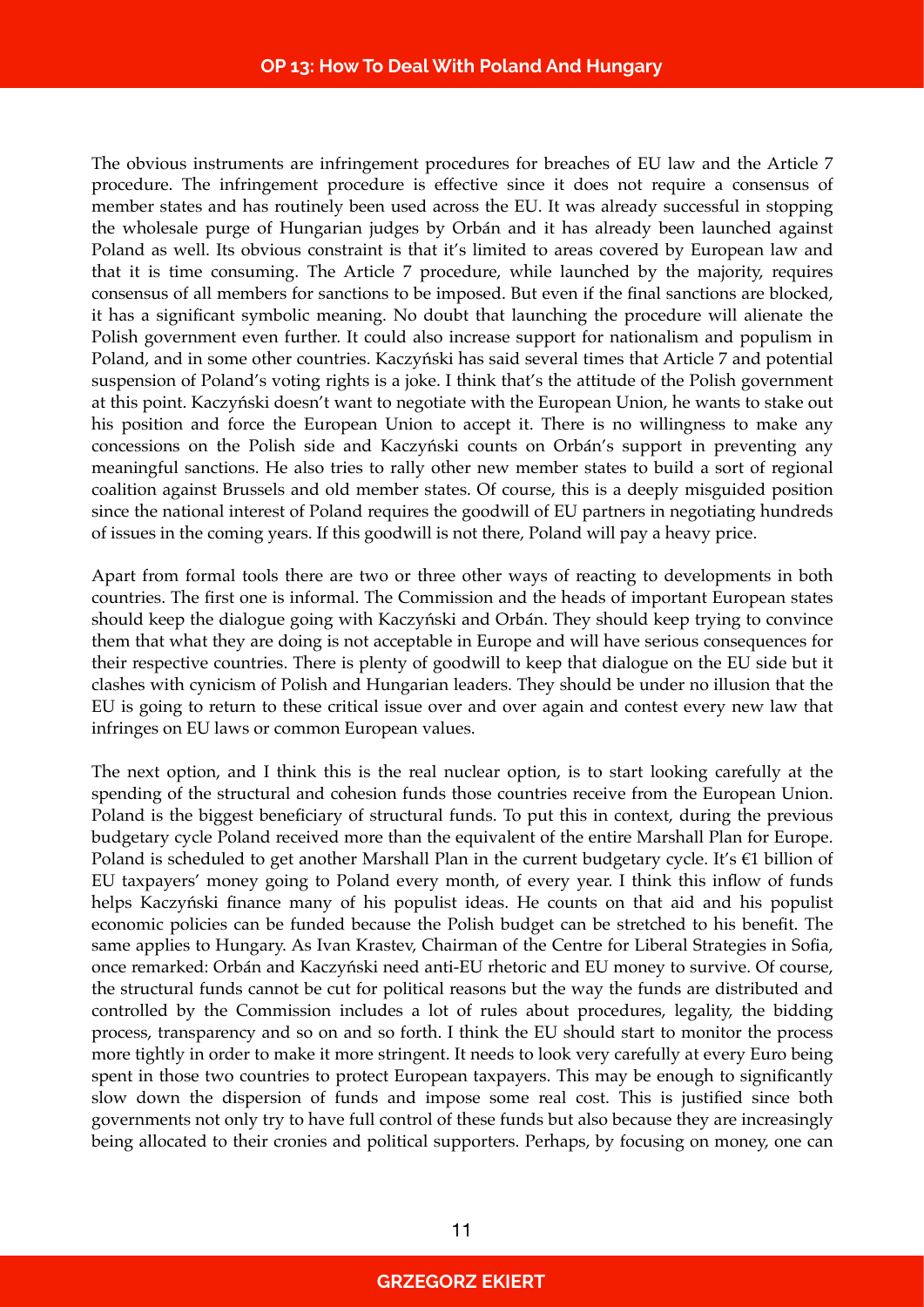The obvious instruments are infringement procedures for breaches of EU law and the Article 7 procedure. The infringement procedure is effective since it does not require a consensus of member states and has routinely been used across the EU. It was already successful in stopping the wholesale purge of Hungarian judges by Orbán and it has already been launched against Poland as well. Its obvious constraint is that it's limited to areas covered by European law and that it is time consuming. The Article 7 procedure, while launched by the majority, requires consensus of all members for sanctions to be imposed. But even if the final sanctions are blocked, it has a significant symbolic meaning. No doubt that launching the procedure will alienate the Polish government even further. It could also increase support for nationalism and populism in Poland, and in some other countries. Kaczyński has said several times that Article 7 and potential suspension of Poland's voting rights is a joke. I think that's the attitude of the Polish government at this point. Kaczyński doesn't want to negotiate with the European Union, he wants to stake out his position and force the European Union to accept it. There is no willingness to make any concessions on the Polish side and Kaczyński counts on Orbán's support in preventing any meaningful sanctions. He also tries to rally other new member states to build a sort of regional coalition against Brussels and old member states. Of course, this is a deeply misguided position since the national interest of Poland requires the goodwill of EU partners in negotiating hundreds of issues in the coming years. If this goodwill is not there, Poland will pay a heavy price.

Apart from formal tools there are two or three other ways of reacting to developments in both countries. The first one is informal. The Commission and the heads of important European states should keep the dialogue going with Kaczyński and Orbán. They should keep trying to convince them that what they are doing is not acceptable in Europe and will have serious consequences for their respective countries. There is plenty of goodwill to keep that dialogue on the EU side but it clashes with cynicism of Polish and Hungarian leaders. They should be under no illusion that the EU is going to return to these critical issue over and over again and contest every new law that infringes on EU laws or common European values.

The next option, and I think this is the real nuclear option, is to start looking carefully at the spending of the structural and cohesion funds those countries receive from the European Union. Poland is the biggest beneficiary of structural funds. To put this in context, during the previous budgetary cycle Poland received more than the equivalent of the entire Marshall Plan for Europe. Poland is scheduled to get another Marshall Plan in the current budgetary cycle. It's €1 billion of EU taxpayers' money going to Poland every month, of every year. I think this inflow of funds helps Kaczyński finance many of his populist ideas. He counts on that aid and his populist economic policies can be funded because the Polish budget can be stretched to his benefit. The same applies to Hungary. As Ivan Krastev, Chairman of the Centre for Liberal Strategies in Sofia, once remarked: Orbán and Kaczyński need anti-EU rhetoric and EU money to survive. Of course, the structural funds cannot be cut for political reasons but the way the funds are distributed and controlled by the Commission includes a lot of rules about procedures, legality, the bidding process, transparency and so on and so forth. I think the EU should start to monitor the process more tightly in order to make it more stringent. It needs to look very carefully at every Euro being spent in those two countries to protect European taxpayers. This may be enough to significantly slow down the dispersion of funds and impose some real cost. This is justified since both governments not only try to have full control of these funds but also because they are increasingly being allocated to their cronies and political supporters. Perhaps, by focusing on money, one can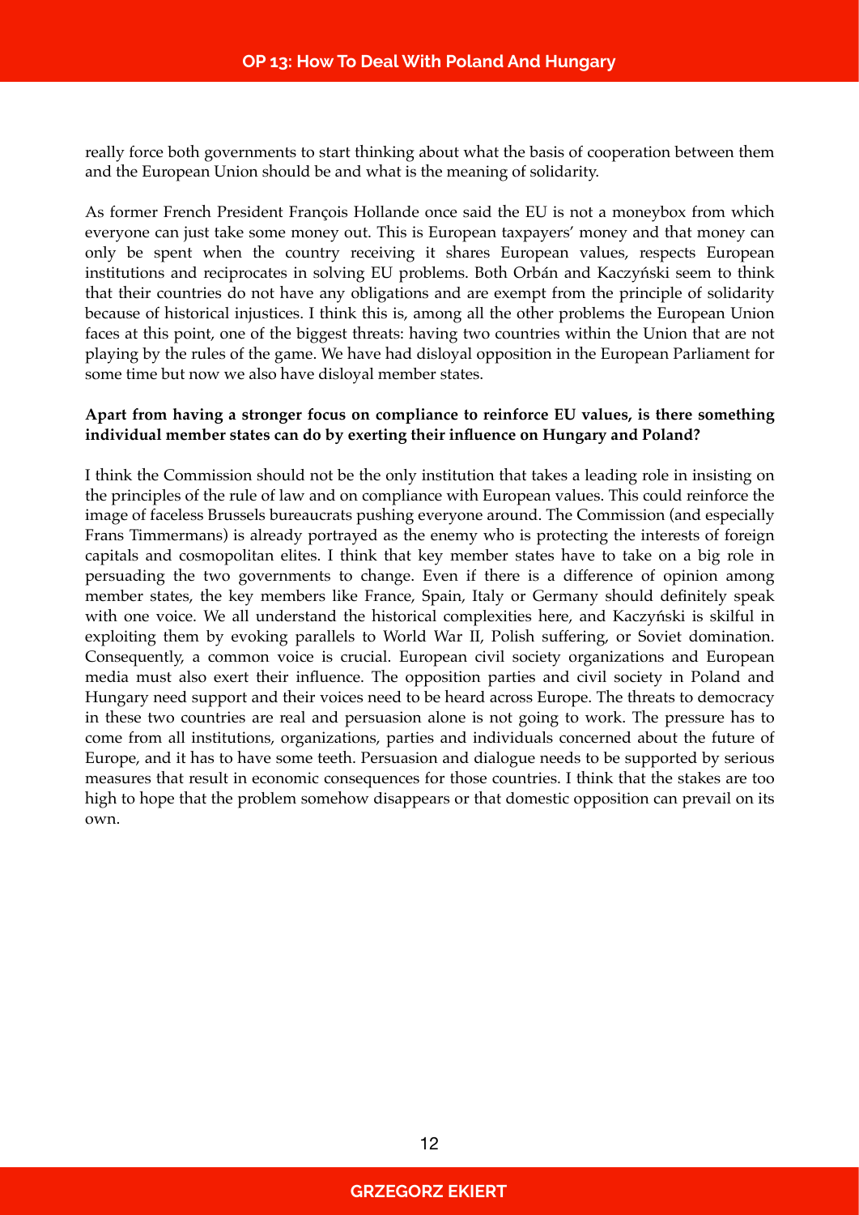really force both governments to start thinking about what the basis of cooperation between them and the European Union should be and what is the meaning of solidarity.

As former French President François Hollande once said the EU is not a moneybox from which everyone can just take some money out. This is European taxpayers' money and that money can only be spent when the country receiving it shares European values, respects European institutions and reciprocates in solving EU problems. Both Orbán and Kaczyński seem to think that their countries do not have any obligations and are exempt from the principle of solidarity because of historical injustices. I think this is, among all the other problems the European Union faces at this point, one of the biggest threats: having two countries within the Union that are not playing by the rules of the game. We have had disloyal opposition in the European Parliament for some time but now we also have disloyal member states.

**Apart from having a stronger focus on compliance to reinforce EU values, is there something individual member states can do by exerting their influence on Hungary and Poland?**

I think the Commission should not be the only institution that takes a leading role in insisting on the principles of the rule of law and on compliance with European values. This could reinforce the image of faceless Brussels bureaucrats pushing everyone around. The Commission (and especially Frans Timmermans) is already portrayed as the enemy who is protecting the interests of foreign capitals and cosmopolitan elites. I think that key member states have to take on a big role in persuading the two governments to change. Even if there is a difference of opinion among member states, the key members like France, Spain, Italy or Germany should definitely speak with one voice. We all understand the historical complexities here, and Kaczyński is skilful in exploiting them by evoking parallels to World War II, Polish suffering, or Soviet domination. Consequently, a common voice is crucial. European civil society organizations and European media must also exert their influence. The opposition parties and civil society in Poland and Hungary need support and their voices need to be heard across Europe. The threats to democracy in these two countries are real and persuasion alone is not going to work. The pressure has to come from all institutions, organizations, parties and individuals concerned about the future of Europe, and it has to have some teeth. Persuasion and dialogue needs to be supported by serious measures that result in economic consequences for those countries. I think that the stakes are too high to hope that the problem somehow disappears or that domestic opposition can prevail on its own.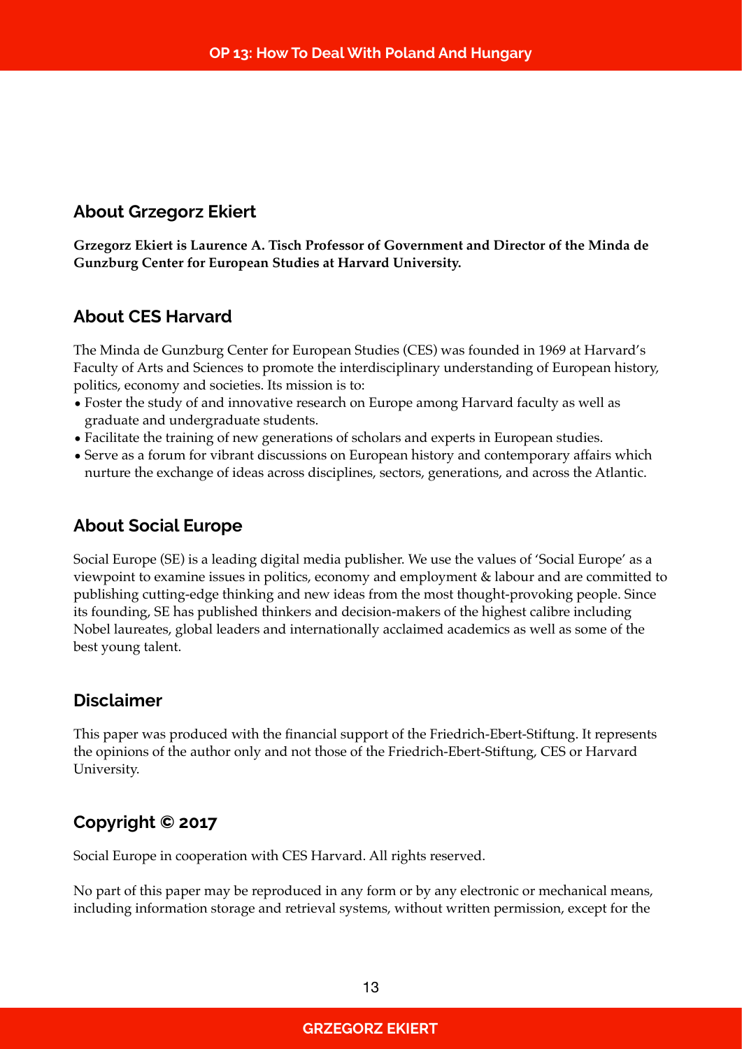## About Grzegorz Ekiert

**Grzegorz Ekiert is Laurence A. Tisch Professor of Government and Director of the Minda de Gunzburg Center for European Studies at Harvard University.**

## About CES Harvard

The Minda de Gunzburg Center for European Studies (CES) was founded in 1969 at Harvard's Faculty of Arts and Sciences to promote the interdisciplinary understanding of European history, politics, economy and societies. Its mission is to:

- Foster the study of and innovative research on Europe among Harvard faculty as well as graduate and undergraduate students.
- Facilitate the training of new generations of scholars and experts in European studies.
- Serve as a forum for vibrant discussions on European history and contemporary affairs which nurture the exchange of ideas across disciplines, sectors, generations, and across the Atlantic.

## About Social Europe

Social Europe (SE) is a leading digital media publisher. We use the values of 'Social Europe' as a viewpoint to examine issues in politics, economy and employment & labour and are committed to publishing cutting-edge thinking and new ideas from the most thought-provoking people. Since its founding, SE has published thinkers and decision-makers of the highest calibre including Nobel laureates, global leaders and internationally acclaimed academics as well as some of the best young talent.

## Disclaimer

This paper was produced with the financial support of the Friedrich-Ebert-Stiftung. It represents the opinions of the author only and not those of the Friedrich-Ebert-Stiftung, CES or Harvard University.

## Copyright © 2017

Social Europe in cooperation with CES Harvard. All rights reserved.

No part of this paper may be reproduced in any form or by any electronic or mechanical means, including information storage and retrieval systems, without written permission, except for the